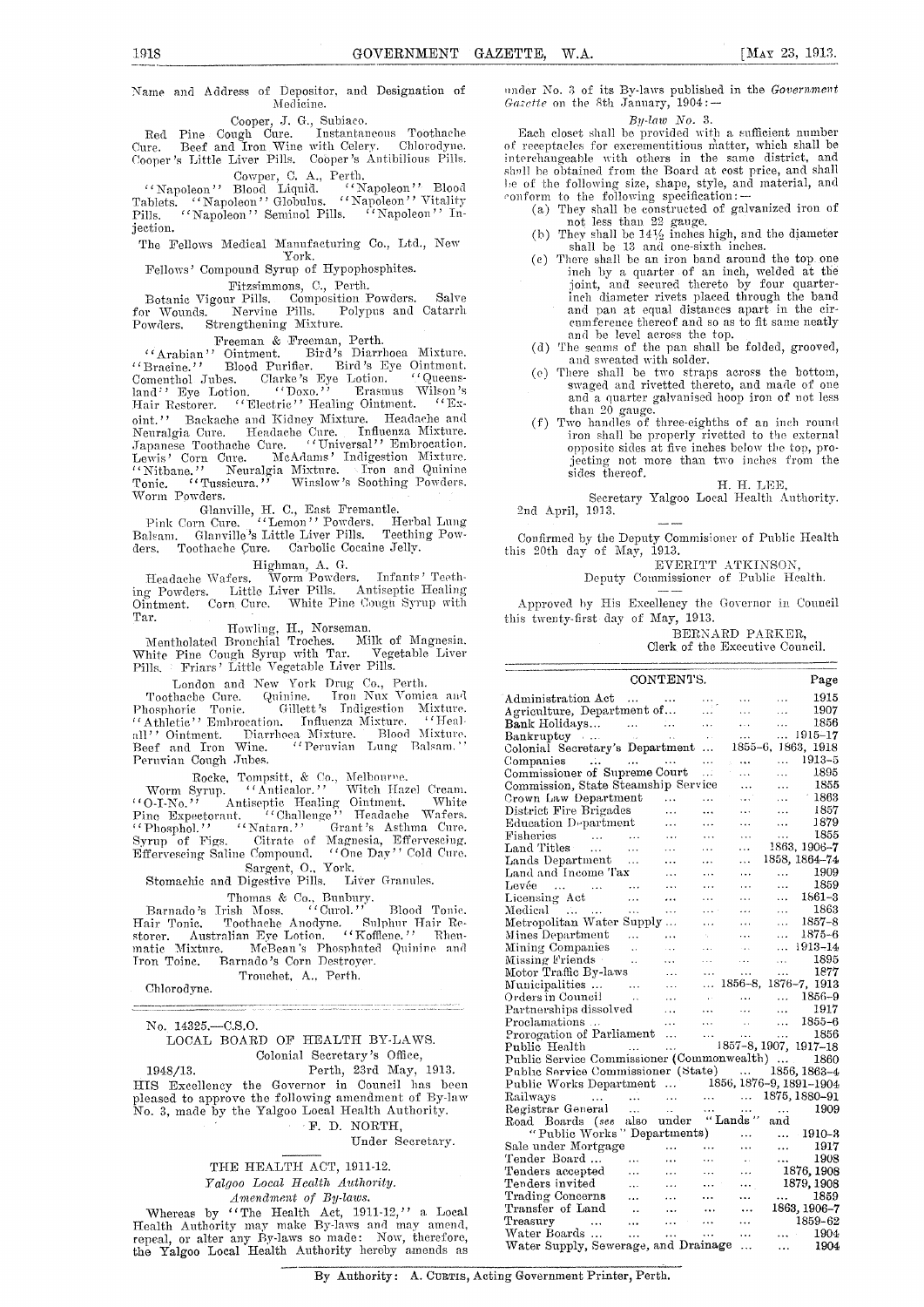Name and Address of Depositor, and Designation of Medicine.

Cooper, J. G., Subiaco.

Red Pine Cough Cure. Instantaneous Toothache Cure. Beef and Iron Wine with Celery. Chlorodyne. Cooper's Little Liver Pills. Cooper's Antibilious Pills.

Cowper, C. A., Perth.

"Napoleon" Blood Liquid. "Napoleon" Blood Tablets. "Napoleon" Globulus. "Napoleon" Vitality Pills. "Napoleon" Seminol Pills. "Napoleon" Injection.

The Fellows Medical Manufacturing Co., Ltd., New York.

Fellows' Compound Syrup of Hypophosphites.

Fitzsimmons, C., Perth.

Botanic Vigour Pills. Composition Powders. Salve for Wounds. Nervine Pills. Polypus and Catarrh Powders. Strengthening Mixture.

Freeman & Freeman, Perth.

"Arabian" Ointment. Bird's Diarrhoea Mixture. "Bracine." Blood Purifier. Bird's Eye Ointment. Comenthol Jubes. Clarke's Eye Lotion. "Queensland" Eye Lotion. "Doxo." Erasmus Wilson's Hair Restorer. "Electric" Healing Ointment. "Exoint." Backache and Kidney Mixture. Headache and Neuralgia Cure. Headache Cure. Influenza Mixture. Japanese Toothache Cure. "Universal" Embrocation. Lewis' Corn Cure. McAdams' Indigestion Mixture. "Nitbane." Neuralgia Mixture. Iron and Quinine Tonic. "Tussicura." Winslow's Soothing Powders. Worm Powders.

Glanville, H. C., East Fremantle.

Pink Corn Cure. "Lemon" Powders. Herbal Lung Balsam. Glanville's Little Liver Pills. Teething Powders. Toothache Cure. Carbolic Cocaine Jelly.

Highman, A. G.

Headache Wafers. Worm Powders. Infants' Teething Powders. Little Liver Pills. Antiseptic Healing Ointment. Corn Cure. White Pine Cough Syrup with Tar.

Howling, H., Norseman.

Mentholated Bronchial Troches. Milk of Magnesia. White Pine Cough Syrup with Tar. Vegetable Liver Pills. Friars' Little Vegetable Liver Pills.

London and New York Drug Co., Perth.

Toothache Cure. Quinine. Iron Nux Vomica and Phosphoric Tonic. Gillett's Indigestion Mixture. "Athletic" Embrocation. Influenza Mixture. "Healall" Ointment. Diarrhoea Mixture. Blood Mixture. Beef and Iron Wine. "Peruvian Lung Balsam." Peruvian Cough Jubes.

Rocke, Tompsitt, & Co., Melbourne.

Worm Syrup. "Anticalor." Witch Hazel Cream. "O-I-No." Antiseptic Healing Ointment. White Pine Expectorant. "Challenge" Headache Wafers. "Phosphol." "Natara." Grant's Asthma Cure. Syrup of Figs. Citrate of Magnesia, Effervescing. Effervescing Saline Compound. "One Day" Cold Cure.

Sargent, O., York.

Stomachic and Digestive Pills. Liver Granules.

Thomas & Co., Bunbury.

Barnado's Irish Moss. "Carol." Blood Tonic. Hair Tonic. Toothache Anodyne. Sulphur Hair Restorer. Australian Eye Lotion. "Koffene." Rheumatic Mixture. McBean's Phosphated Quinine and Iron Toine. Barnado's Corn Destroyer.

Trouchet, A., Perth.

Chlorodyne.

---

No. 14325.—C.S.O.

## LOCAL BOARD OF HEALTH BY-LAWS.

Colonial Secretary's Office,

1948/13. Perth, 23rd May, 1913.

HIS Excellency the Governor in Council has been pleased to approve the following amendment of By-law No. 3, made by the Yalgoo Local Health Authority.

F. D. NORTH,
Under Secretary.

### THE HEALTH ACT, 1911-12.

*Yalgoo Local Health Authority.*

*Amendment of By-laws.*

Whereas by "The Health Act, 1911-12," a Local Health Authority may make By-laws and may amend, repeal, or alter any By-laws so made: Now, therefore, the Yalgoo Local Health Authority hereby amends as under No. 3 of its By-laws published in the *Government Gazette* on the 8th January, 1904:—

*By-law No. 3.*

Each closet shall be provided with a sufficient number of receptacles for excrementitious matter, which shall be interchangeable with others in the same district, and shall be obtained from the Board at cost price, and shall be of the following size, shape, style, and material, and conform to the following specification:—

(a) They shall be constructed of galvanized iron of not less than 22 gauge.
(b) They shall be 14½ inches high, and the diameter shall be 13 and one-sixth inches.
(c) There shall be an iron band around the top one inch by a quarter of an inch, welded at the joint, and secured thereto by four quarter-inch diameter rivets placed through the band and pan at equal distances apart in the circumference thereof and so as to fit same neatly and be level across the top.
(d) The seams of the pan shall be folded, grooved, and sweated with solder.
(e) There shall be two straps across the bottom, swaged and rivetted thereto, and made of one and a quarter galvanised hoop iron of not less than 20 gauge.
(f) Two handles of three-eighths of an inch round iron shall be properly rivetted to the external opposite sides at five inches below the top, projecting not more than two inches from the sides thereof.

H. H. LEE,
Secretary Yalgoo Local Health Authority.

2nd April, 1913.

Confirmed by the Deputy Commissioner of Public Health this 20th day of May, 1913.

EVERITT ATKINSON,
Deputy Commissioner of Public Health.

Approved by His Excellency the Governor in Council this twenty-first day of May, 1913.

BERNARD PARKER,
Clerk of the Executive Council.

---

## CONTENTS.

| | Page |
|---|---|
| Administration Act | 1915 |
| Agriculture, Department of | 1907 |
| Bank Holidays | 1856 |
| Bankruptcy | 1915-17 |
| Colonial Secretary's Department | 1855-6, 1863, 1918 |
| Companies | 1913-5 |
| Commissioner of Supreme Court | 1895 |
| Commission, State Steamship Service | 1855 |
| Crown Law Department | 1863 |
| District Fire Brigades | 1857 |
| Education Department | 1879 |
| Fisheries | 1855 |
| Land Titles | 1863, 1906-7 |
| Lands Department | 1858, 1864-74 |
| Land and Income Tax | 1909 |
| Levée | 1859 |
| Licensing Act | 1861-3 |
| Medical | 1863 |
| Metropolitan Water Supply | 1857-8 |
| Mines Department | 1875-6 |
| Mining Companies | 1913-14 |
| Missing Friends | 1895 |
| Motor Traffic By-laws | 1877 |
| Municipalities | 1856-8, 1876-7, 1913 |
| Orders in Council | 1856-9 |
| Partnerships dissolved | 1917 |
| Proclamations | 1855-6 |
| Prorogation of Parliament | 1856 |
| Public Health | 1857-8, 1907, 1917-18 |
| Public Service Commissioner (Commonwealth) | 1860 |
| Public Service Commissioner (State) | 1856, 1863-4 |
| Public Works Department | 1856, 1876-9, 1891-1904 |
| Railways | 1875, 1880-91 |
| Registrar General | 1909 |
| Road Boards (*see* also under "Lands" and "Public Works" Departments) | 1910-3 |
| Sale under Mortgage | 1917 |
| Tender Board | 1908 |
| Tenders accepted | 1876, 1908 |
| Tenders invited | 1879, 1908 |
| Trading Concerns | 1859 |
| Transfer of Land | 1863, 1906-7 |
| Treasury | 1859-62 |
| Water Boards | 1904 |
| Water Supply, Sewerage, and Drainage | 1904 |

By Authority: A. CURTIS, Acting Government Printer, Perth.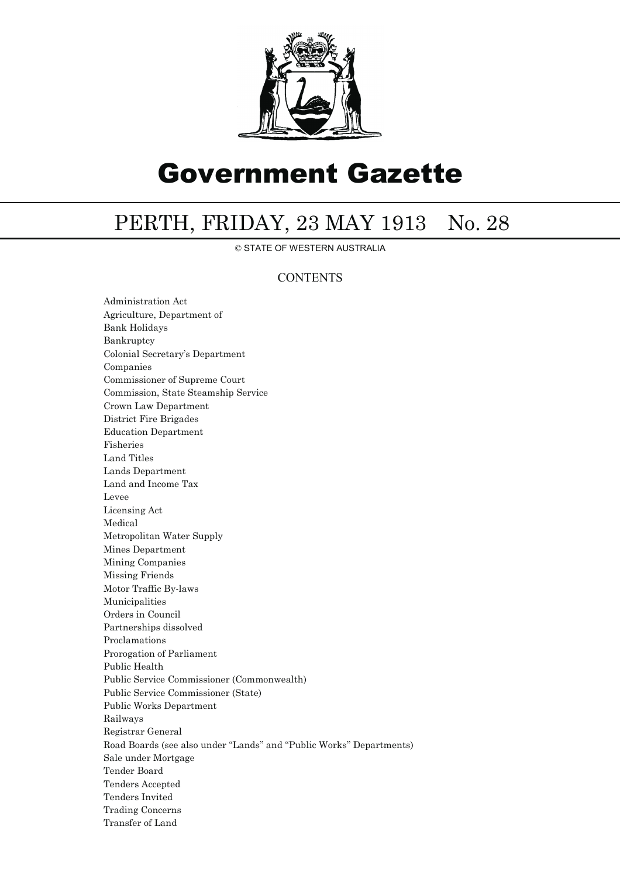# Government Gazette

## PERTH, FRIDAY, 23 MAY 1913 No. 28

© STATE OF WESTERN AUSTRALIA

### CONTENTS

Administration Act
Agriculture, Department of
Bank Holidays
Bankruptcy
Colonial Secretary's Department
Companies
Commissioner of Supreme Court
Commission, State Steamship Service
Crown Law Department
District Fire Brigades
Education Department
Fisheries
Land Titles
Lands Department
Land and Income Tax
Levee
Licensing Act
Medical
Metropolitan Water Supply
Mines Department
Mining Companies
Missing Friends
Motor Traffic By-laws
Municipalities
Orders in Council
Partnerships dissolved
Proclamations
Prorogation of Parliament
Public Health
Public Service Commissioner (Commonwealth)
Public Service Commissioner (State)
Public Works Department
Railways
Registrar General
Road Boards (see also under "Lands" and "Public Works" Departments)
Sale under Mortgage
Tender Board
Tenders Accepted
Tenders Invited
Trading Concerns
Transfer of Land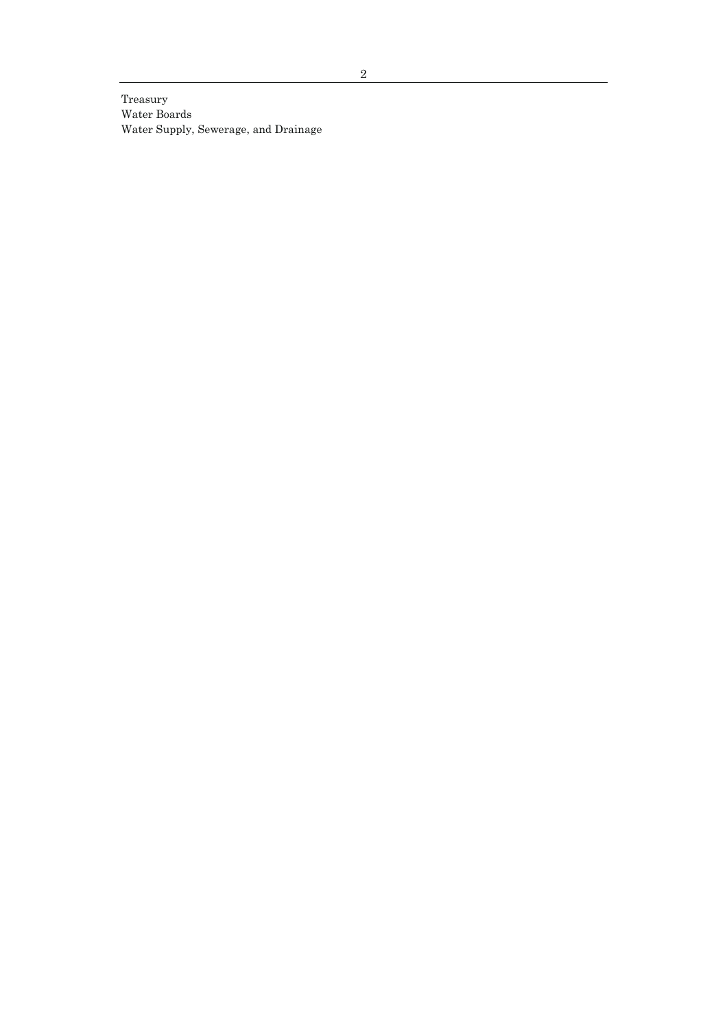Treasury
Water Boards
Water Supply, Sewerage, and Drainage